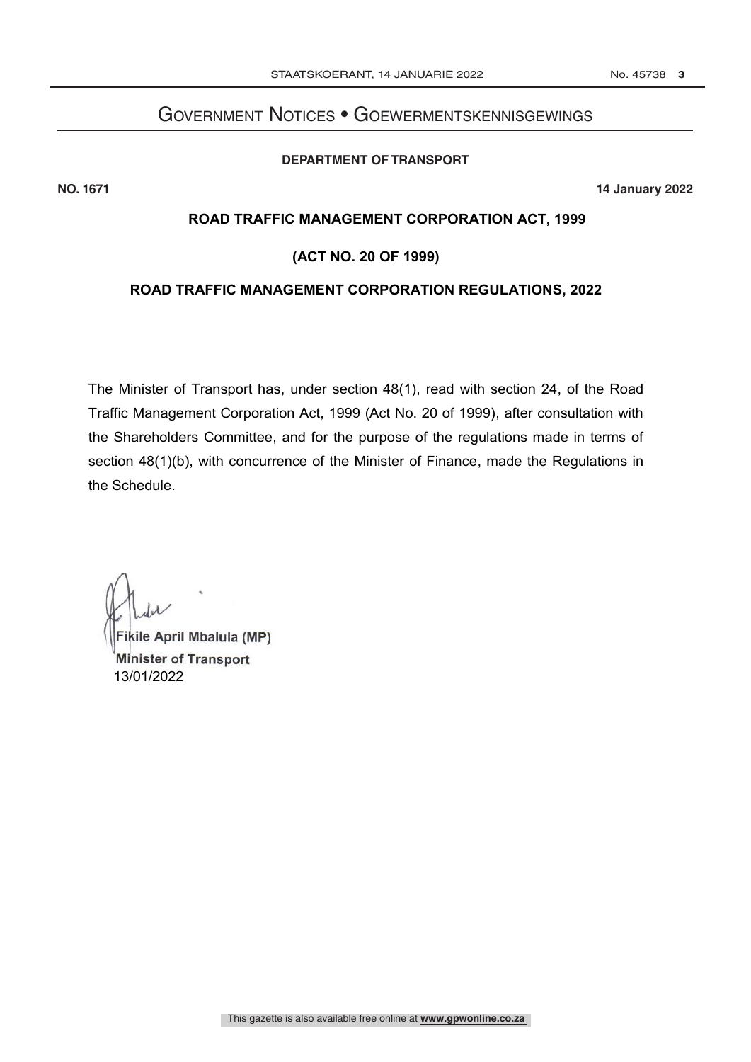# Government Notices • Goewermentskennisgewings

## DEPARTMENT OF TRANSPORT

**NO. 1671** **14 January 2022**

### ROAD TRAFFIC MANAGEMENT CORPORATION ACT, 1999

### (ACT NO. 20 OF 1999)

### ROAD TRAFFIC MANAGEMENT CORPORATION REGULATIONS, 2022

The Minister of Transport has, under section 48(1), read with section 24, of the Road Traffic Management Corporation Act, 1999 (Act No. 20 of 1999), after consultation with the Shareholders Committee, and for the purpose of the regulations made in terms of section 48(1)(b), with concurrence of the Minister of Finance, made the Regulations in the Schedule.

**Fikile April Mbalula (MP)**
**Minister of Transport**
13/01/2022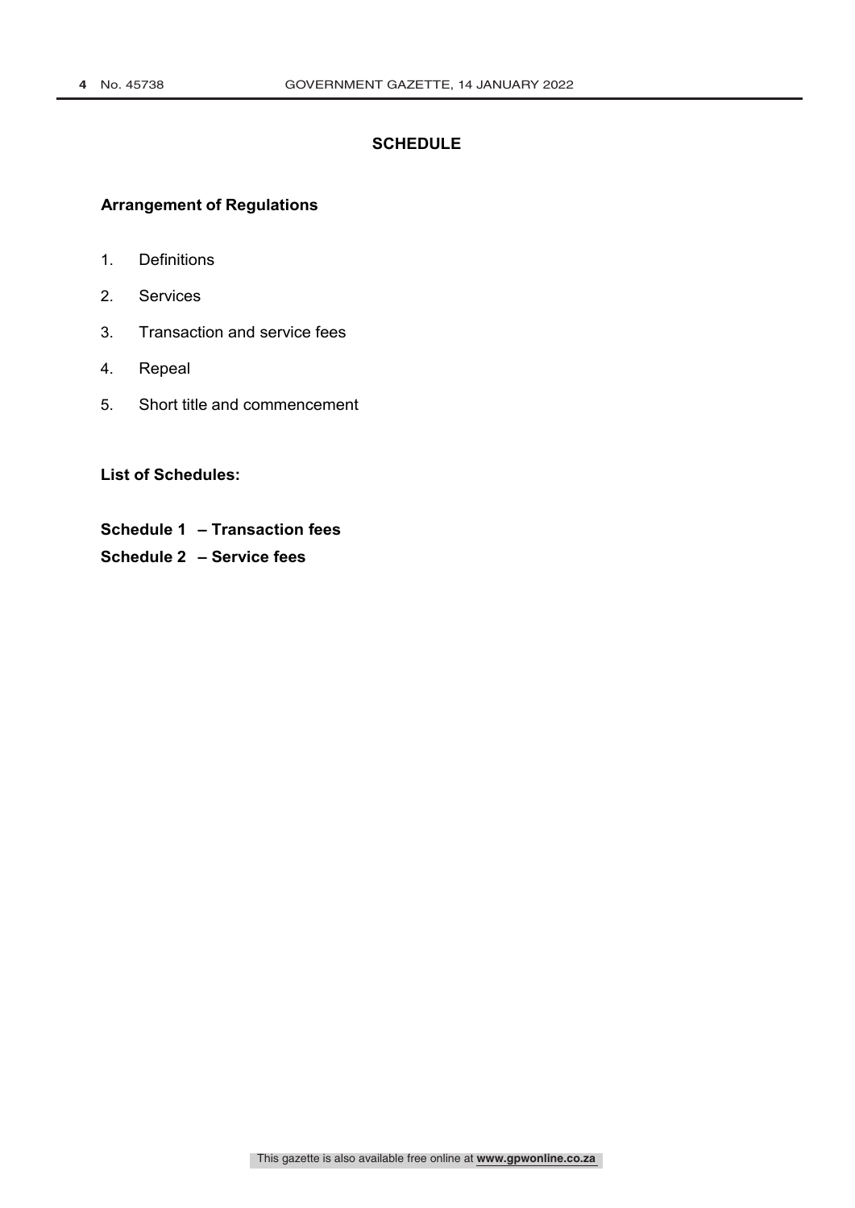## SCHEDULE

### Arrangement of Regulations

1. Definitions
2. Services
3. Transaction and service fees
4. Repeal
5. Short title and commencement

### List of Schedules:

**Schedule 1 – Transaction fees**

**Schedule 2 – Service fees**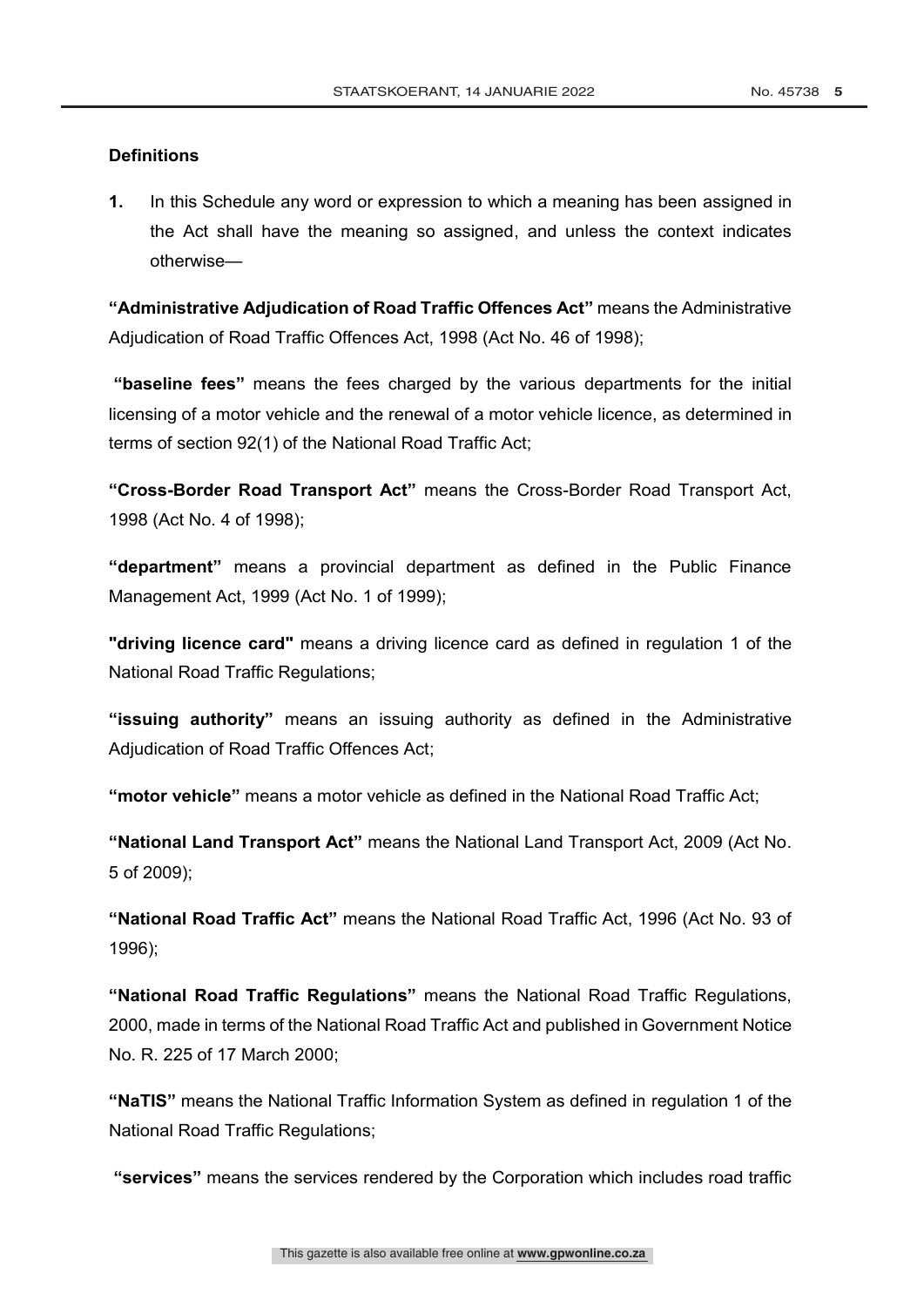## Definitions

**1.** In this Schedule any word or expression to which a meaning has been assigned in the Act shall have the meaning so assigned, and unless the context indicates otherwise—

**"Administrative Adjudication of Road Traffic Offences Act"** means the Administrative Adjudication of Road Traffic Offences Act, 1998 (Act No. 46 of 1998);

**"baseline fees"** means the fees charged by the various departments for the initial licensing of a motor vehicle and the renewal of a motor vehicle licence, as determined in terms of section 92(1) of the National Road Traffic Act;

**"Cross-Border Road Transport Act"** means the Cross-Border Road Transport Act, 1998 (Act No. 4 of 1998);

**"department"** means a provincial department as defined in the Public Finance Management Act, 1999 (Act No. 1 of 1999);

**"driving licence card"** means a driving licence card as defined in regulation 1 of the National Road Traffic Regulations;

**"issuing authority"** means an issuing authority as defined in the Administrative Adjudication of Road Traffic Offences Act;

**"motor vehicle"** means a motor vehicle as defined in the National Road Traffic Act;

**"National Land Transport Act"** means the National Land Transport Act, 2009 (Act No. 5 of 2009);

**"National Road Traffic Act"** means the National Road Traffic Act, 1996 (Act No. 93 of 1996);

**"National Road Traffic Regulations"** means the National Road Traffic Regulations, 2000, made in terms of the National Road Traffic Act and published in Government Notice No. R. 225 of 17 March 2000;

**"NaTIS"** means the National Traffic Information System as defined in regulation 1 of the National Road Traffic Regulations;

**"services"** means the services rendered by the Corporation which includes road traffic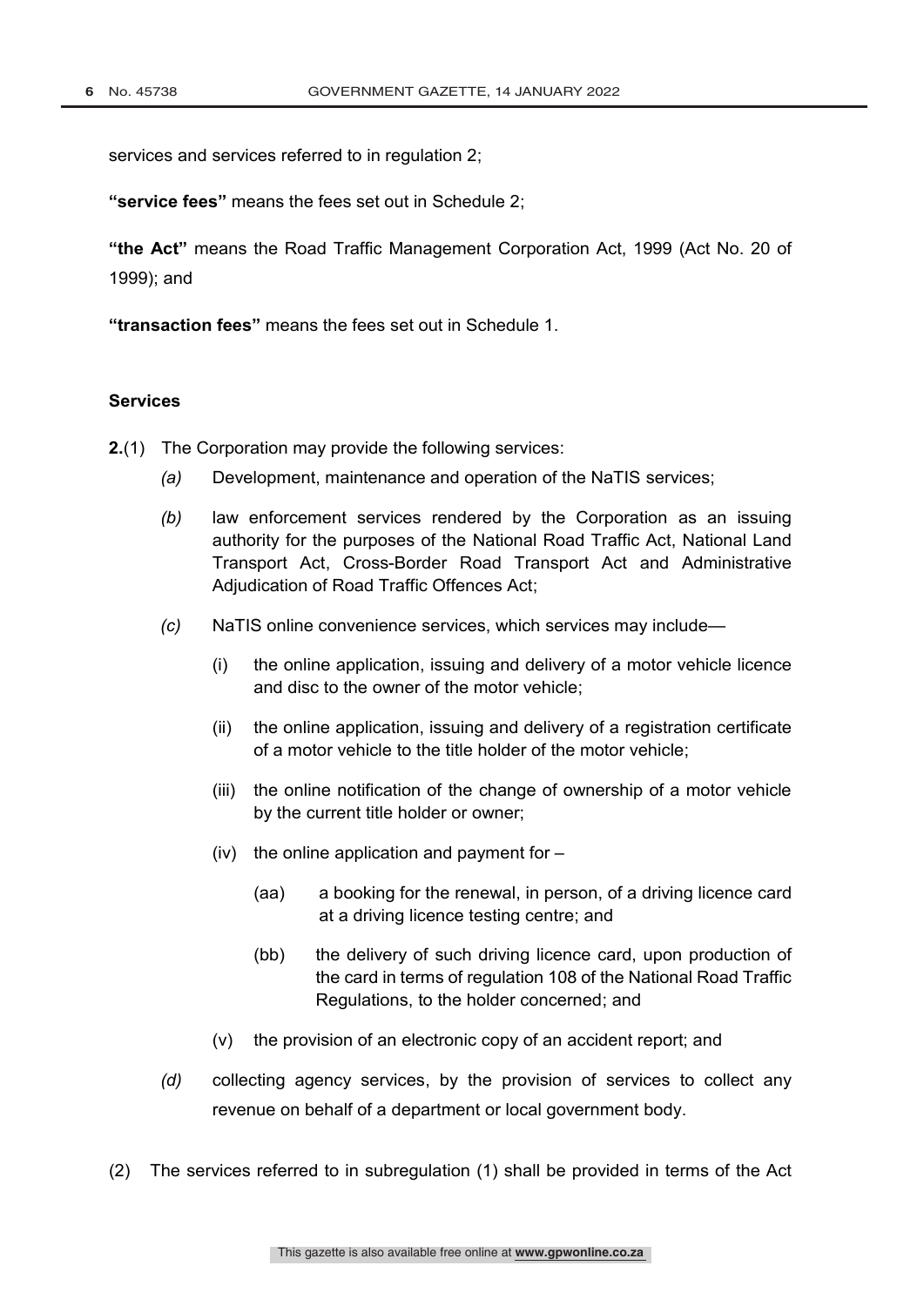services and services referred to in regulation 2;

**"service fees"** means the fees set out in Schedule 2;

**"the Act"** means the Road Traffic Management Corporation Act, 1999 (Act No. 20 of 1999); and

**"transaction fees"** means the fees set out in Schedule 1.

**Services**

**2.**(1) The Corporation may provide the following services:

*(a)* Development, maintenance and operation of the NaTIS services;

*(b)* law enforcement services rendered by the Corporation as an issuing authority for the purposes of the National Road Traffic Act, National Land Transport Act, Cross-Border Road Transport Act and Administrative Adjudication of Road Traffic Offences Act;

*(c)* NaTIS online convenience services, which services may include—

(i) the online application, issuing and delivery of a motor vehicle licence and disc to the owner of the motor vehicle;

(ii) the online application, issuing and delivery of a registration certificate of a motor vehicle to the title holder of the motor vehicle;

(iii) the online notification of the change of ownership of a motor vehicle by the current title holder or owner;

(iv) the online application and payment for –

(aa) a booking for the renewal, in person, of a driving licence card at a driving licence testing centre; and

(bb) the delivery of such driving licence card, upon production of the card in terms of regulation 108 of the National Road Traffic Regulations, to the holder concerned; and

(v) the provision of an electronic copy of an accident report; and

*(d)* collecting agency services, by the provision of services to collect any revenue on behalf of a department or local government body.

(2) The services referred to in subregulation (1) shall be provided in terms of the Act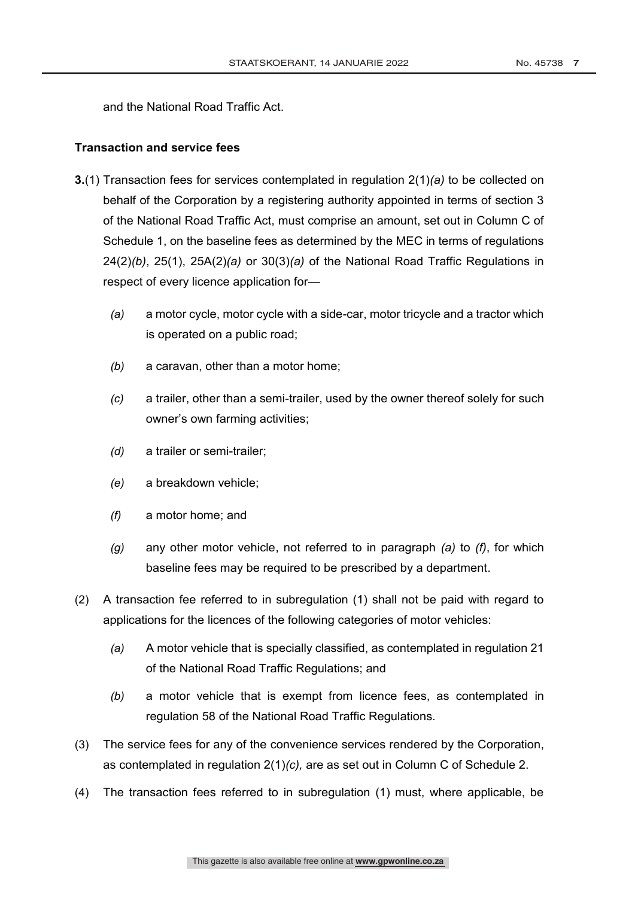and the National Road Traffic Act.

**Transaction and service fees**

**3.**(1) Transaction fees for services contemplated in regulation 2(1)*(a)* to be collected on behalf of the Corporation by a registering authority appointed in terms of section 3 of the National Road Traffic Act, must comprise an amount, set out in Column C of Schedule 1, on the baseline fees as determined by the MEC in terms of regulations 24(2)*(b)*, 25(1), 25A(2)*(a)* or 30(3)*(a)* of the National Road Traffic Regulations in respect of every licence application for—

*(a)* a motor cycle, motor cycle with a side-car, motor tricycle and a tractor which is operated on a public road;

*(b)* a caravan, other than a motor home;

*(c)* a trailer, other than a semi-trailer, used by the owner thereof solely for such owner's own farming activities;

*(d)* a trailer or semi-trailer;

*(e)* a breakdown vehicle;

*(f)* a motor home; and

*(g)* any other motor vehicle, not referred to in paragraph *(a)* to *(f)*, for which baseline fees may be required to be prescribed by a department.

(2) A transaction fee referred to in subregulation (1) shall not be paid with regard to applications for the licences of the following categories of motor vehicles:

*(a)* A motor vehicle that is specially classified, as contemplated in regulation 21 of the National Road Traffic Regulations; and

*(b)* a motor vehicle that is exempt from licence fees, as contemplated in regulation 58 of the National Road Traffic Regulations.

(3) The service fees for any of the convenience services rendered by the Corporation, as contemplated in regulation 2(1)*(c),* are as set out in Column C of Schedule 2.

(4) The transaction fees referred to in subregulation (1) must, where applicable, be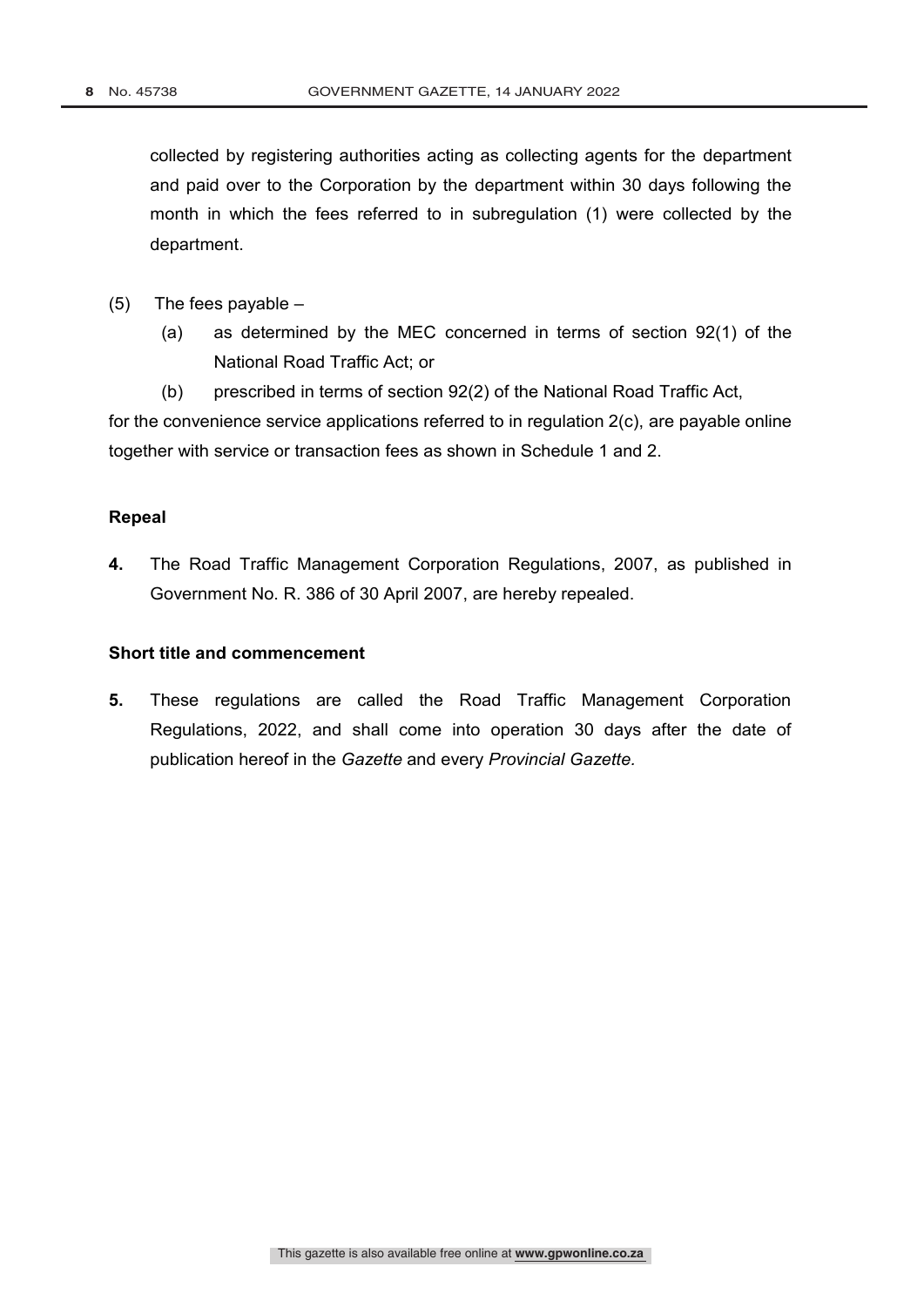collected by registering authorities acting as collecting agents for the department and paid over to the Corporation by the department within 30 days following the month in which the fees referred to in subregulation (1) were collected by the department.

(5) The fees payable –

(a) as determined by the MEC concerned in terms of section 92(1) of the National Road Traffic Act; or

(b) prescribed in terms of section 92(2) of the National Road Traffic Act,

for the convenience service applications referred to in regulation 2(c), are payable online together with service or transaction fees as shown in Schedule 1 and 2.

**Repeal**

**4.** The Road Traffic Management Corporation Regulations, 2007, as published in Government No. R. 386 of 30 April 2007, are hereby repealed.

**Short title and commencement**

**5.** These regulations are called the Road Traffic Management Corporation Regulations, 2022, and shall come into operation 30 days after the date of publication hereof in the *Gazette* and every *Provincial Gazette.*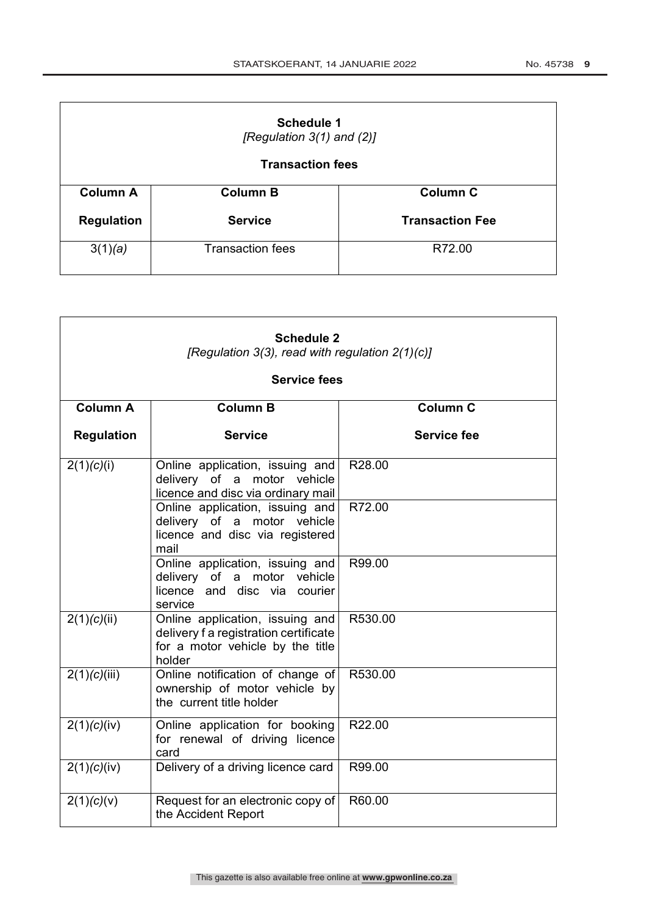| **Schedule 1** *[Regulation 3(1) and (2)]* **Transaction fees** | | |
|---|---|---|
| **Column A** **Regulation** | **Column B** **Service** | **Column C** **Transaction Fee** |
| 3(1)*(a)* | Transaction fees | R72.00 |

| **Schedule 2** *[Regulation 3(3), read with regulation 2(1)(c)]* **Service fees** | | |
|---|---|---|
| **Column A** **Regulation** | **Column B** **Service** | **Column C** **Service fee** |
| 2(1)*(c)*(i) | Online application, issuing and delivery of a motor vehicle licence and disc via ordinary mail | R28.00 |
| | Online application, issuing and delivery of a motor vehicle licence and disc via registered mail | R72.00 |
| | Online application, issuing and delivery of a motor vehicle licence and disc via courier service | R99.00 |
| 2(1)*(c)*(ii) | Online application, issuing and delivery f a registration certificate for a motor vehicle by the title holder | R530.00 |
| 2(1)*(c)*(iii) | Online notification of change of ownership of motor vehicle by the current title holder | R530.00 |
| 2(1)*(c)*(iv) | Online application for booking for renewal of driving licence card | R22.00 |
| 2(1)*(c)*(iv) | Delivery of a driving licence card | R99.00 |
| 2(1)*(c)*(v) | Request for an electronic copy of the Accident Report | R60.00 |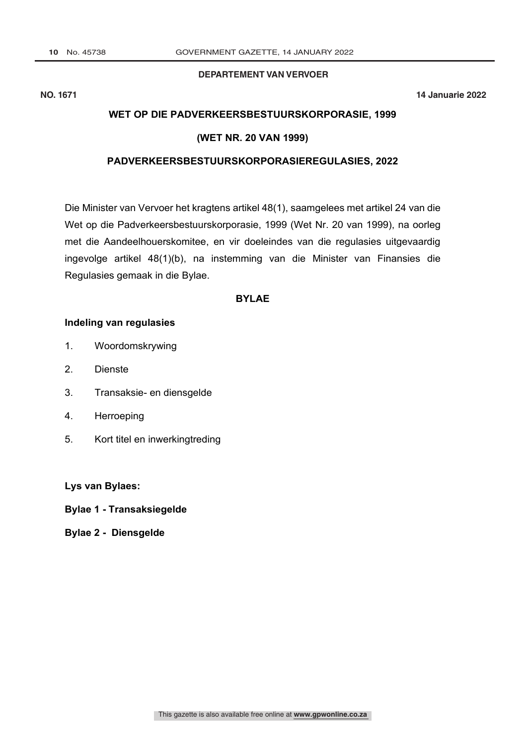**DEPARTEMENT VAN VERVOER**

**NO. 1671** **14 Januarie 2022**

## WET OP DIE PADVERKEERSBESTUURSKORPORASIE, 1999

## (WET NR. 20 VAN 1999)

## PADVERKEERSBESTUURSKORPORASIEREGULASIES, 2022

Die Minister van Vervoer het kragtens artikel 48(1), saamgelees met artikel 24 van die Wet op die Padverkeersbestuurskorporasie, 1999 (Wet Nr. 20 van 1999), na oorleg met die Aandeelhouerskomitee, en vir doeleindes van die regulasies uitgevaardig ingevolge artikel 48(1)(b), na instemming van die Minister van Finansies die Regulasies gemaak in die Bylae.

### BYLAE

**Indeling van regulasies**

1. Woordomskrywing
2. Dienste
3. Transaksie- en diensgelde
4. Herroeping
5. Kort titel en inwerkingtreding

**Lys van Bylaes:**

**Bylae 1 - Transaksiegelde**

**Bylae 2 - Diensgelde**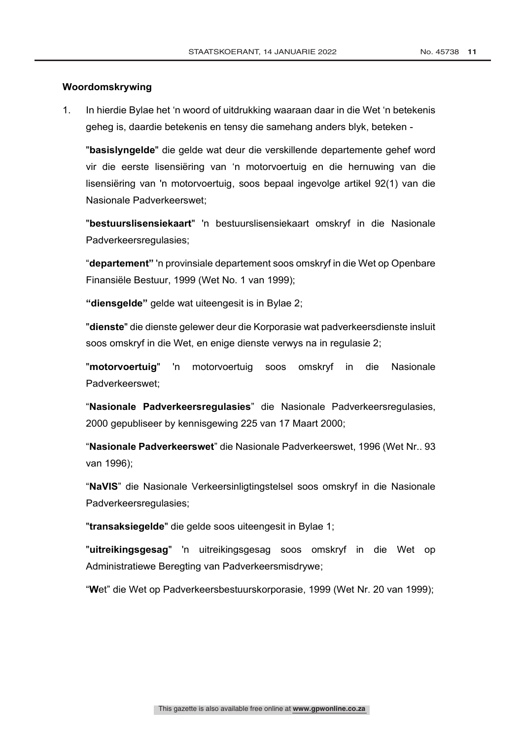**Woordomskrywing**

1. In hierdie Bylae het 'n woord of uitdrukking waaraan daar in die Wet 'n betekenis geheg is, daardie betekenis en tensy die samehang anders blyk, beteken -

   "**basislyngelde**" die gelde wat deur die verskillende departemente gehef word vir die eerste lisensiëring van 'n motorvoertuig en die hernuwing van die lisensiëring van 'n motorvoertuig, soos bepaal ingevolge artikel 92(1) van die Nasionale Padverkeerswet;

   "**bestuurslisensiekaart**" 'n bestuurslisensiekaart omskryf in die Nasionale Padverkeersregulasies;

   "**departement**" 'n provinsiale departement soos omskryf in die Wet op Openbare Finansiële Bestuur, 1999 (Wet No. 1 van 1999);

   **"diensgelde"** gelde wat uiteengesit is in Bylae 2;

   "**dienste**" die dienste gelewer deur die Korporasie wat padverkeersdienste insluit soos omskryf in die Wet, en enige dienste verwys na in regulasie 2;

   "**motorvoertuig**" 'n motorvoertuig soos omskryf in die Nasionale Padverkeerswet;

   "**Nasionale Padverkeersregulasies**" die Nasionale Padverkeersregulasies, 2000 gepubliseer by kennisgewing 225 van 17 Maart 2000;

   "**Nasionale Padverkeerswet**" die Nasionale Padverkeerswet, 1996 (Wet Nr.. 93 van 1996);

   "**NaVIS**" die Nasionale Verkeersinligtingstelsel soos omskryf in die Nasionale Padverkeersregulasies;

   "**transaksiegelde**" die gelde soos uiteengesit in Bylae 1;

   "**uitreikingsgesag**" 'n uitreikingsgesag soos omskryf in die Wet op Administratiewe Beregting van Padverkeersmisdrywe;

   "**W**et" die Wet op Padverkeersbestuurskorporasie, 1999 (Wet Nr. 20 van 1999);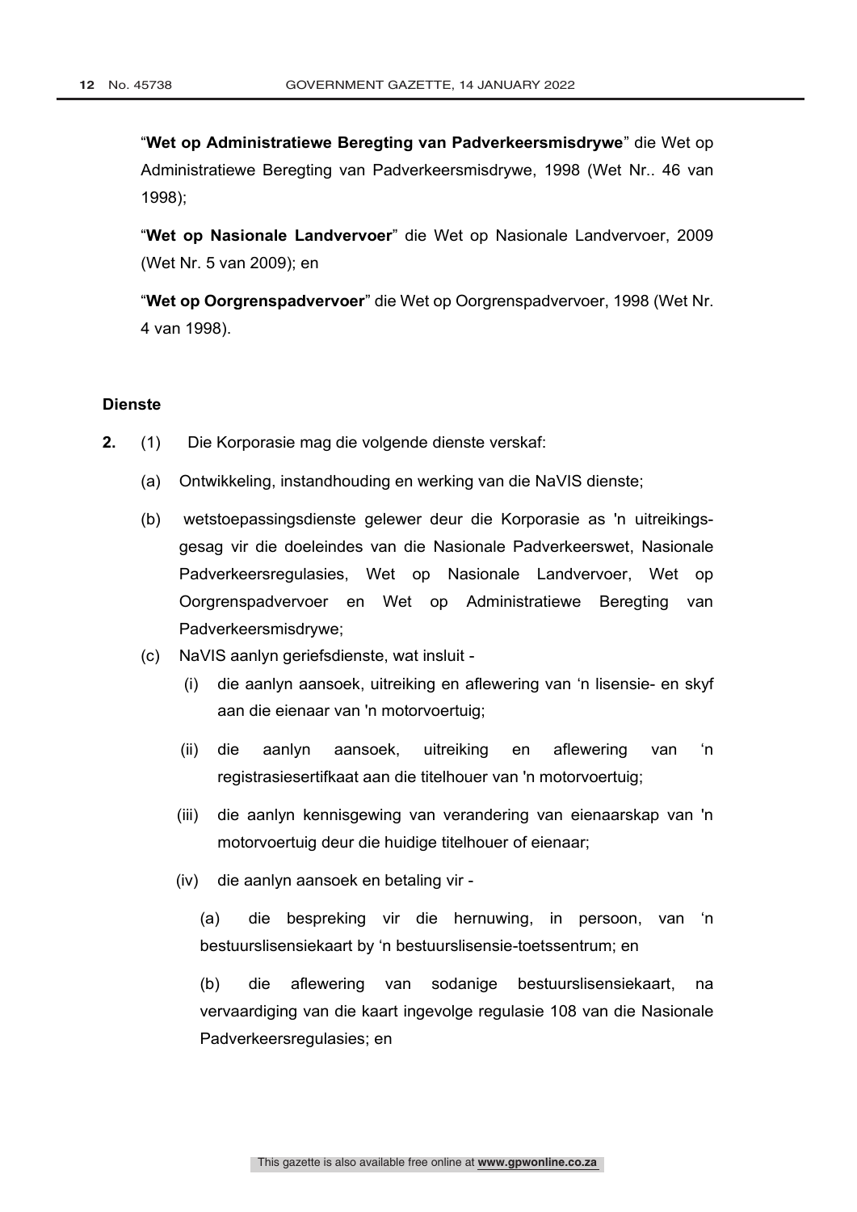"**Wet op Administratiewe Beregting van Padverkeersmisdrywe**" die Wet op Administratiewe Beregting van Padverkeersmisdrywe, 1998 (Wet Nr.. 46 van 1998);

"**Wet op Nasionale Landvervoer**" die Wet op Nasionale Landvervoer, 2009 (Wet Nr. 5 van 2009); en

"**Wet op Oorgrenspadvervoer**" die Wet op Oorgrenspadvervoer, 1998 (Wet Nr. 4 van 1998).

**Dienste**

**2.** (1) Die Korporasie mag die volgende dienste verskaf:

(a) Ontwikkeling, instandhouding en werking van die NaVIS dienste;

(b) wetstoepassingsdienste gelewer deur die Korporasie as 'n uitreikingsgesag vir die doeleindes van die Nasionale Padverkeerswet, Nasionale Padverkeersregulasies, Wet op Nasionale Landvervoer, Wet op Oorgrenspadvervoer en Wet op Administratiewe Beregting van Padverkeersmisdrywe;

(c) NaVIS aanlyn geriefsdienste, wat insluit -

(i) die aanlyn aansoek, uitreiking en aflewering van 'n lisensie- en skyf aan die eienaar van 'n motorvoertuig;

(ii) die aanlyn aansoek, uitreiking en aflewering van 'n registrasiesertifkaat aan die titelhouer van 'n motorvoertuig;

(iii) die aanlyn kennisgewing van verandering van eienaarskap van 'n motorvoertuig deur die huidige titelhouer of eienaar;

(iv) die aanlyn aansoek en betaling vir -

(a) die bespreking vir die hernuwing, in persoon, van 'n bestuurslisensiekaart by 'n bestuurslisensie-toetssentrum; en

(b) die aflewering van sodanige bestuurslisensiekaart, na vervaardiging van die kaart ingevolge regulasie 108 van die Nasionale Padverkeersregulasies; en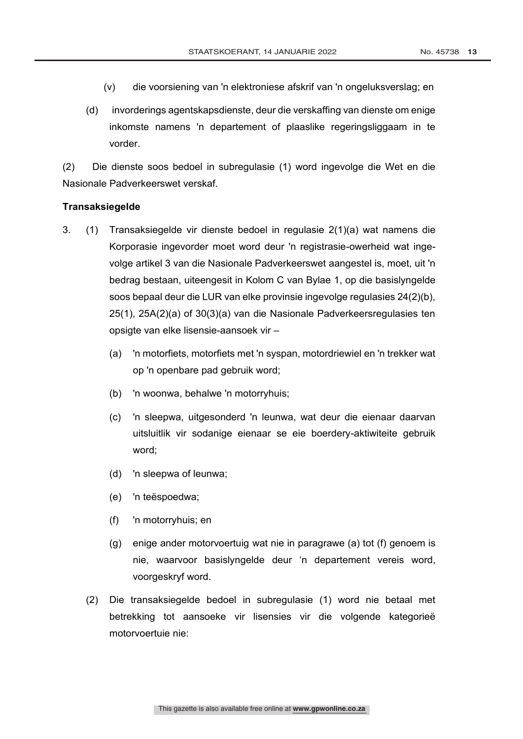(v) die voorsiening van 'n elektroniese afskrif van 'n ongeluksverslag; en

(d) invorderings agentskapsdienste, deur die verskaffing van dienste om enige inkomste namens 'n departement of plaaslike regeringsliggaam in te vorder.

(2) Die dienste soos bedoel in subregulasie (1) word ingevolge die Wet en die Nasionale Padverkeerswet verskaf.

**Transaksiegelde**

3. (1) Transaksiegelde vir dienste bedoel in regulasie 2(1)(a) wat namens die Korporasie ingevorder moet word deur 'n registrasie-owerheid wat ingevolge artikel 3 van die Nasionale Padverkeerswet aangestel is, moet, uit 'n bedrag bestaan, uiteengesit in Kolom C van Bylae 1, op die basislyngelde soos bepaal deur die LUR van elke provinsie ingevolge regulasies 24(2)(b), 25(1), 25A(2)(a) of 30(3)(a) van die Nasionale Padverkeersregulasies ten opsigte van elke lisensie-aansoek vir –

   (a) 'n motorfiets, motorfiets met 'n syspan, motordriewiel en 'n trekker wat op 'n openbare pad gebruik word;

   (b) 'n woonwa, behalwe 'n motorryhuis;

   (c) 'n sleepwa, uitgesonderd 'n leunwa, wat deur die eienaar daarvan uitsluitlik vir sodanige eienaar se eie boerdery-aktiwiteite gebruik word;

   (d) 'n sleepwa of leunwa;

   (e) 'n teëspoedwa;

   (f) 'n motorryhuis; en

   (g) enige ander motorvoertuig wat nie in paragrawe (a) tot (f) genoem is nie, waarvoor basislyngelde deur 'n departement vereis word, voorgeskryf word.

(2) Die transaksiegelde bedoel in subregulasie (1) word nie betaal met betrekking tot aansoeke vir lisensies vir die volgende kategorieë motorvoertuie nie: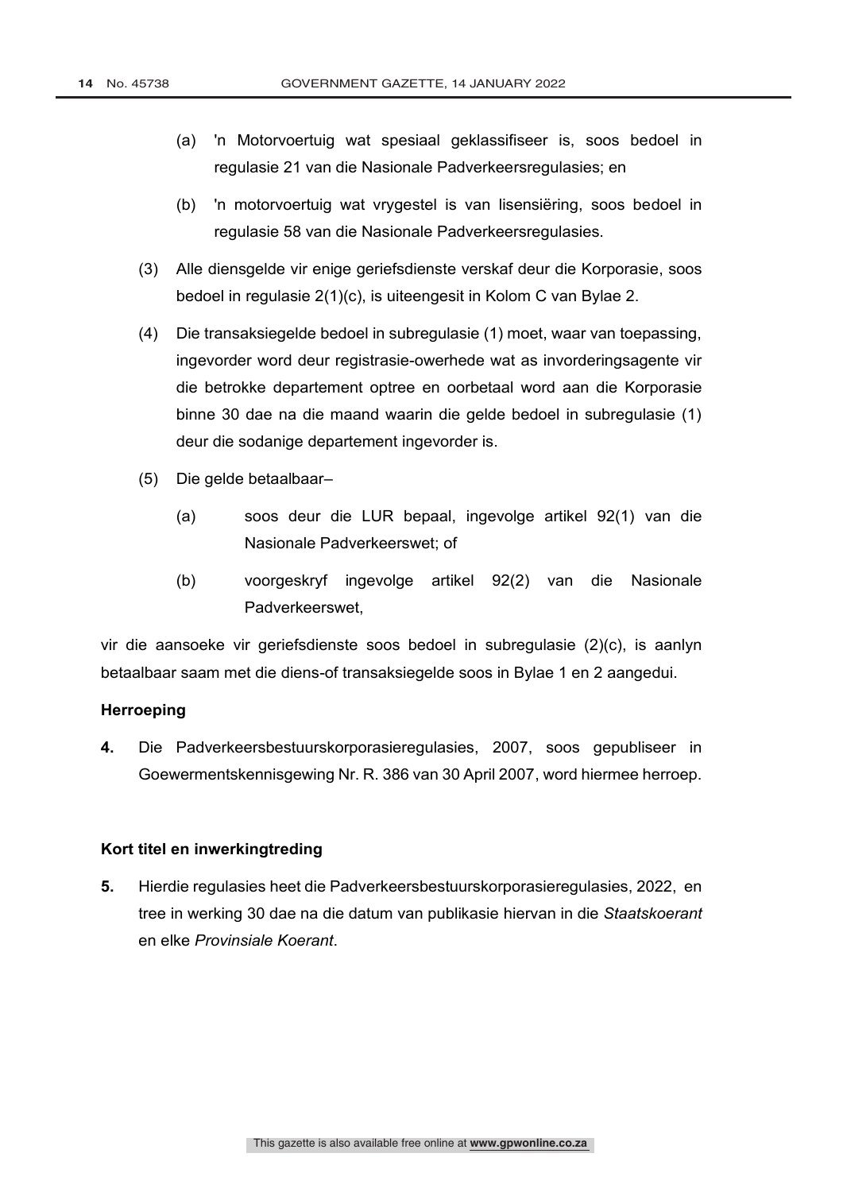(a) 'n Motorvoertuig wat spesiaal geklassifiseer is, soos bedoel in regulasie 21 van die Nasionale Padverkeersregulasies; en

(b) 'n motorvoertuig wat vrygestel is van lisensiëring, soos bedoel in regulasie 58 van die Nasionale Padverkeersregulasies.

(3) Alle diensgelde vir enige geriefsdienste verskaf deur die Korporasie, soos bedoel in regulasie 2(1)(c), is uiteengesit in Kolom C van Bylae 2.

(4) Die transaksiegelde bedoel in subregulasie (1) moet, waar van toepassing, ingevorder word deur registrasie-owerhede wat as invorderingsagente vir die betrokke departement optree en oorbetaal word aan die Korporasie binne 30 dae na die maand waarin die gelde bedoel in subregulasie (1) deur die sodanige departement ingevorder is.

(5) Die gelde betaalbaar–

(a) soos deur die LUR bepaal, ingevolge artikel 92(1) van die Nasionale Padverkeerswet; of

(b) voorgeskryf ingevolge artikel 92(2) van die Nasionale Padverkeerswet,

vir die aansoeke vir geriefsdienste soos bedoel in subregulasie (2)(c), is aanlyn betaalbaar saam met die diens-of transaksiegelde soos in Bylae 1 en 2 aangedui.

**Herroeping**

**4.** Die Padverkeersbestuurskorporasieregulasies, 2007, soos gepubliseer in Goewermentskennisgewing Nr. R. 386 van 30 April 2007, word hiermee herroep.

**Kort titel en inwerkingtreding**

**5.** Hierdie regulasies heet die Padverkeersbestuurskorporasieregulasies, 2022, en tree in werking 30 dae na die datum van publikasie hiervan in die *Staatskoerant* en elke *Provinsiale Koerant*.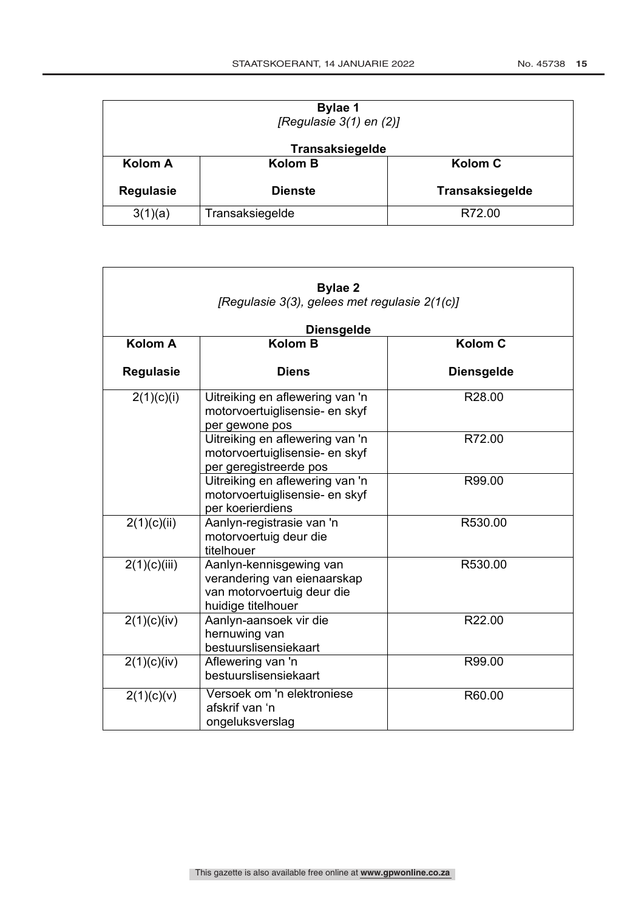**Bylae 1**
*[Regulasie 3(1) en (2)]*

**Transaksiegelde**

| Kolom A<br>Regulasie | Kolom B<br>Dienste | Kolom C<br>Transaksiegelde |
|---|---|---|
| 3(1)(a) | Transaksiegelde | R72.00 |

**Bylae 2**
*[Regulasie 3(3), gelees met regulasie 2(1(c)]*

**Diensgelde**

| Kolom A<br>Regulasie | Kolom B<br>Diens | Kolom C<br>Diensgelde |
|---|---|---|
| 2(1)(c)(i) | Uitreiking en aflewering van 'n motorvoertuiglisensie- en skyf per gewone pos | R28.00 |
| | Uitreiking en aflewering van 'n motorvoertuiglisensie- en skyf per geregistreerde pos | R72.00 |
| | Uitreiking en aflewering van 'n motorvoertuiglisensie- en skyf per koerierdiens | R99.00 |
| 2(1)(c)(ii) | Aanlyn-registrasie van 'n motorvoertuig deur die titelhouer | R530.00 |
| 2(1)(c)(iii) | Aanlyn-kennisgewing van verandering van eienaarskap van motorvoertuig deur die huidige titelhouer | R530.00 |
| 2(1)(c)(iv) | Aanlyn-aansoek vir die hernuwing van bestuurslisensiekaart | R22.00 |
| 2(1)(c)(iv) | Aflewering van 'n bestuurslisensiekaart | R99.00 |
| 2(1)(c)(v) | Versoek om 'n elektroniese afskrif van ‘n ongeluksverslag | R60.00 |